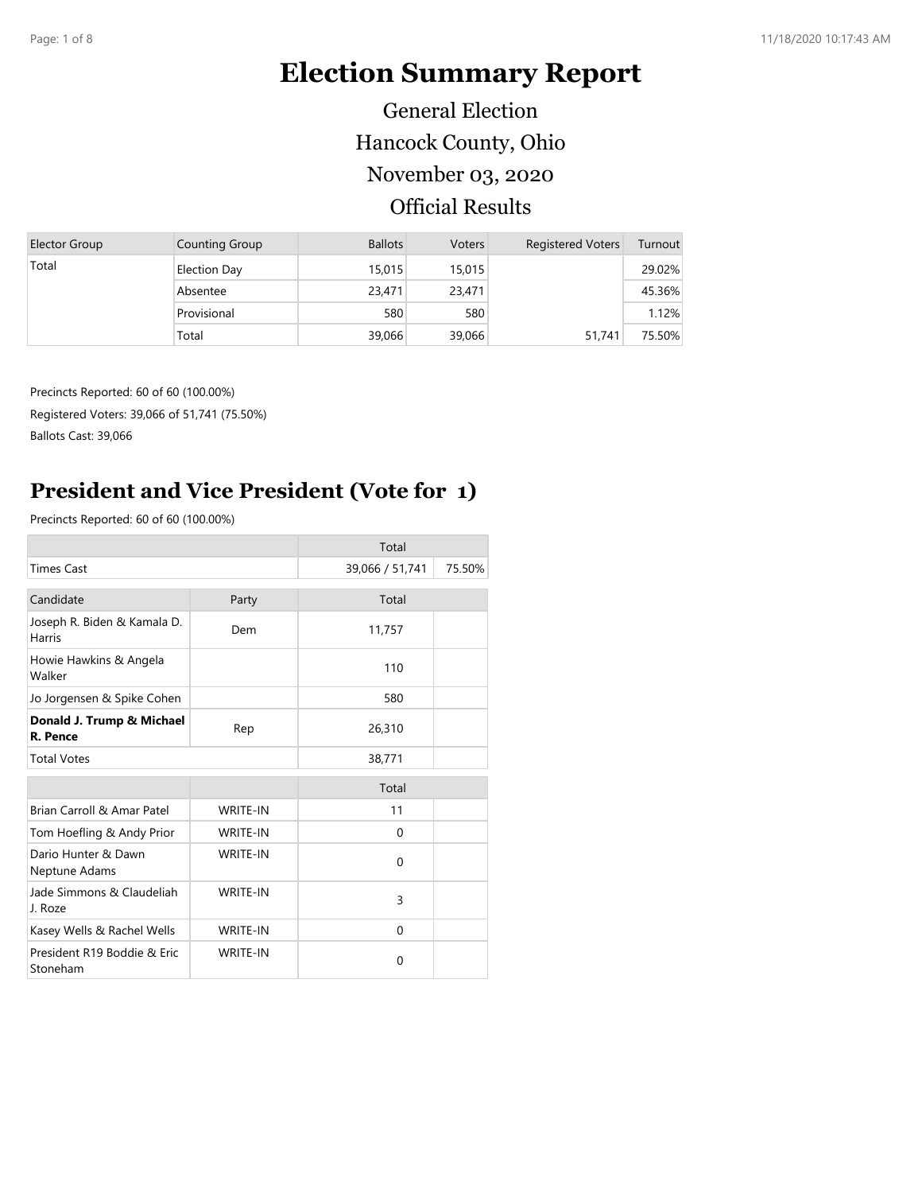# Election Summary Report

General Election

Hancock County, Ohio

November 03, 2020

Official Results

| Elector Group | Counting Group | Ballots | Voters | Registered Voters | Turnout |
|---|---|---|---|---|---|
| Total | Election Day | 15,015 | 15,015 | | 29.02% |
| | Absentee | 23,471 | 23,471 | | 45.36% |
| | Provisional | 580 | 580 | | 1.12% |
| | Total | 39,066 | 39,066 | 51,741 | 75.50% |

Precincts Reported: 60 of 60 (100.00%)

Registered Voters: 39,066 of 51,741 (75.50%)

Ballots Cast: 39,066

## President and Vice President (Vote for 1)

Precincts Reported: 60 of 60 (100.00%)

| | | Total | |
|---|---|---|---|
| Times Cast | | 39,066 / 51,741 | 75.50% |

| Candidate | Party | Total | |
|---|---|---|---|
| Joseph R. Biden & Kamala D. Harris | Dem | 11,757 | |
| Howie Hawkins & Angela Walker | | 110 | |
| Jo Jorgensen & Spike Cohen | | 580 | |
| **Donald J. Trump & Michael R. Pence** | Rep | 26,310 | |
| Total Votes | | 38,771 | |

| | | Total | |
|---|---|---|---|
| Brian Carroll & Amar Patel | WRITE-IN | 11 | |
| Tom Hoefling & Andy Prior | WRITE-IN | 0 | |
| Dario Hunter & Dawn Neptune Adams | WRITE-IN | 0 | |
| Jade Simmons & Claudeliah J. Roze | WRITE-IN | 3 | |
| Kasey Wells & Rachel Wells | WRITE-IN | 0 | |
| President R19 Boddie & Eric Stoneham | WRITE-IN | 0 | |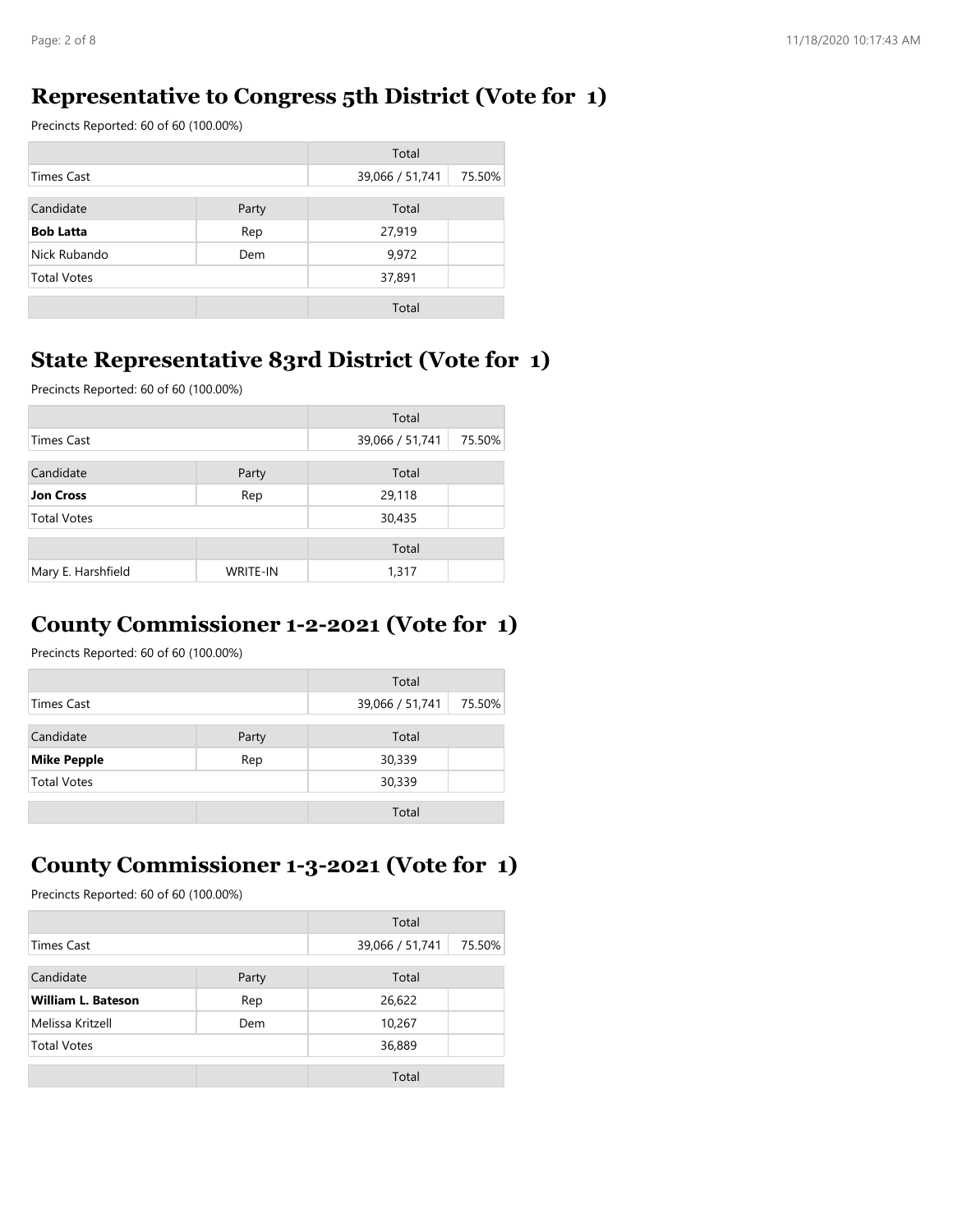## Representative to Congress 5th District (Vote for 1)

Precincts Reported: 60 of 60 (100.00%)

| | | Total | |
|---|---|---|---|
| Times Cast | | 39,066 / 51,741 | 75.50% |
| **Candidate** | **Party** | **Total** | |
| **Bob Latta** | Rep | 27,919 | |
| Nick Rubando | Dem | 9,972 | |
| Total Votes | | 37,891 | |
| | | Total | |

## State Representative 83rd District (Vote for 1)

Precincts Reported: 60 of 60 (100.00%)

| | | Total | |
|---|---|---|---|
| Times Cast | | 39,066 / 51,741 | 75.50% |
| **Candidate** | **Party** | **Total** | |
| **Jon Cross** | Rep | 29,118 | |
| Total Votes | | 30,435 | |
| | | Total | |
| Mary E. Harshfield | WRITE-IN | 1,317 | |

## County Commissioner 1-2-2021 (Vote for 1)

Precincts Reported: 60 of 60 (100.00%)

| | | Total | |
|---|---|---|---|
| Times Cast | | 39,066 / 51,741 | 75.50% |
| **Candidate** | **Party** | **Total** | |
| **Mike Pepple** | Rep | 30,339 | |
| Total Votes | | 30,339 | |
| | | Total | |

## County Commissioner 1-3-2021 (Vote for 1)

Precincts Reported: 60 of 60 (100.00%)

| | | Total | |
|---|---|---|---|
| Times Cast | | 39,066 / 51,741 | 75.50% |
| **Candidate** | **Party** | **Total** | |
| **William L. Bateson** | Rep | 26,622 | |
| Melissa Kritzell | Dem | 10,267 | |
| Total Votes | | 36,889 | |
| | | Total | |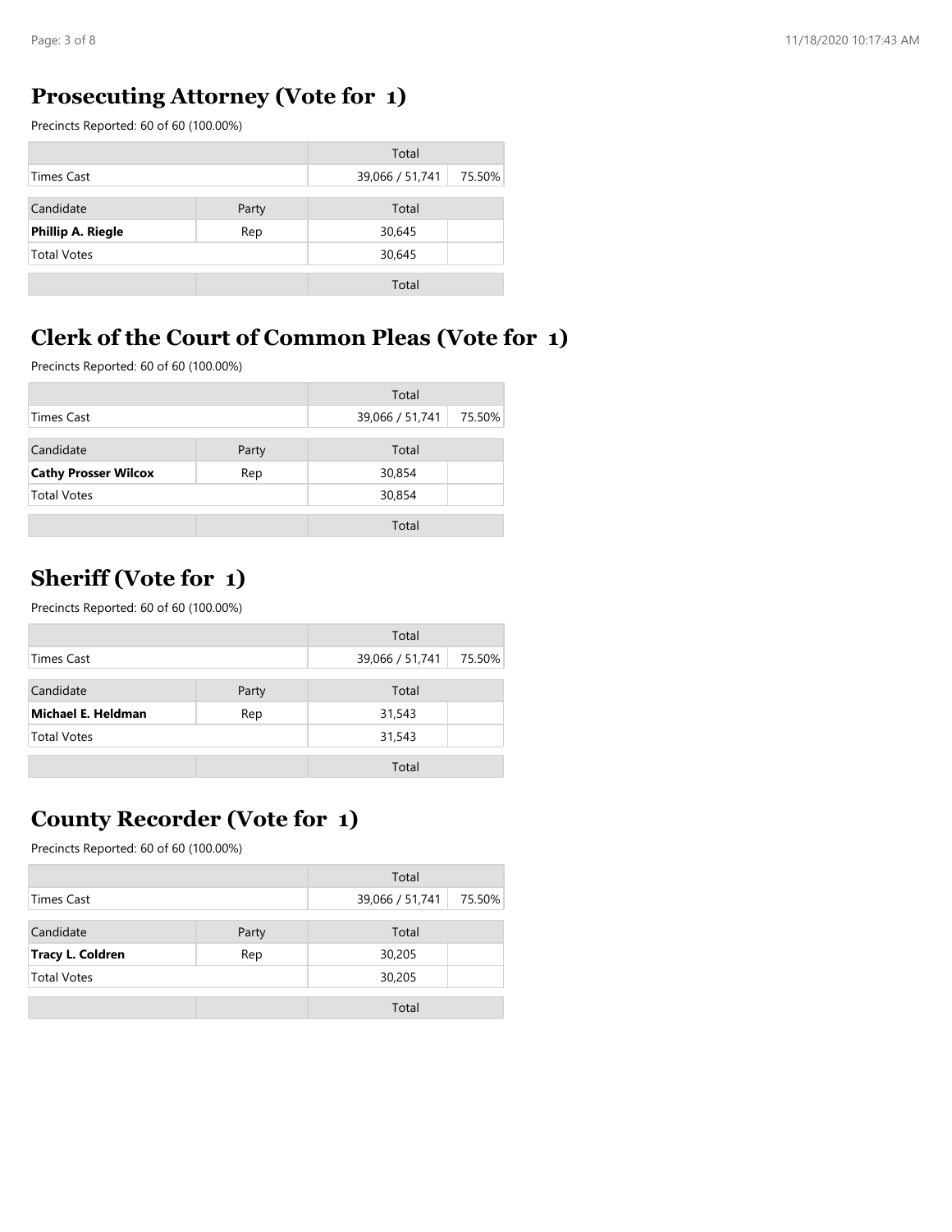## Prosecuting Attorney (Vote for 1)

Precincts Reported: 60 of 60 (100.00%)

| | | Total | |
|---|---|---|---|
| Times Cast | | 39,066 / 51,741 | 75.50% |
| **Candidate** | **Party** | **Total** | |
| **Phillip A. Riegle** | Rep | 30,645 | |
| Total Votes | | 30,645 | |
| | | Total | |

## Clerk of the Court of Common Pleas (Vote for 1)

Precincts Reported: 60 of 60 (100.00%)

| | | Total | |
|---|---|---|---|
| Times Cast | | 39,066 / 51,741 | 75.50% |
| **Candidate** | **Party** | **Total** | |
| **Cathy Prosser Wilcox** | Rep | 30,854 | |
| Total Votes | | 30,854 | |
| | | Total | |

## Sheriff (Vote for 1)

Precincts Reported: 60 of 60 (100.00%)

| | | Total | |
|---|---|---|---|
| Times Cast | | 39,066 / 51,741 | 75.50% |
| **Candidate** | **Party** | **Total** | |
| **Michael E. Heldman** | Rep | 31,543 | |
| Total Votes | | 31,543 | |
| | | Total | |

## County Recorder (Vote for 1)

Precincts Reported: 60 of 60 (100.00%)

| | | Total | |
|---|---|---|---|
| Times Cast | | 39,066 / 51,741 | 75.50% |
| **Candidate** | **Party** | **Total** | |
| **Tracy L. Coldren** | Rep | 30,205 | |
| Total Votes | | 30,205 | |
| | | Total | |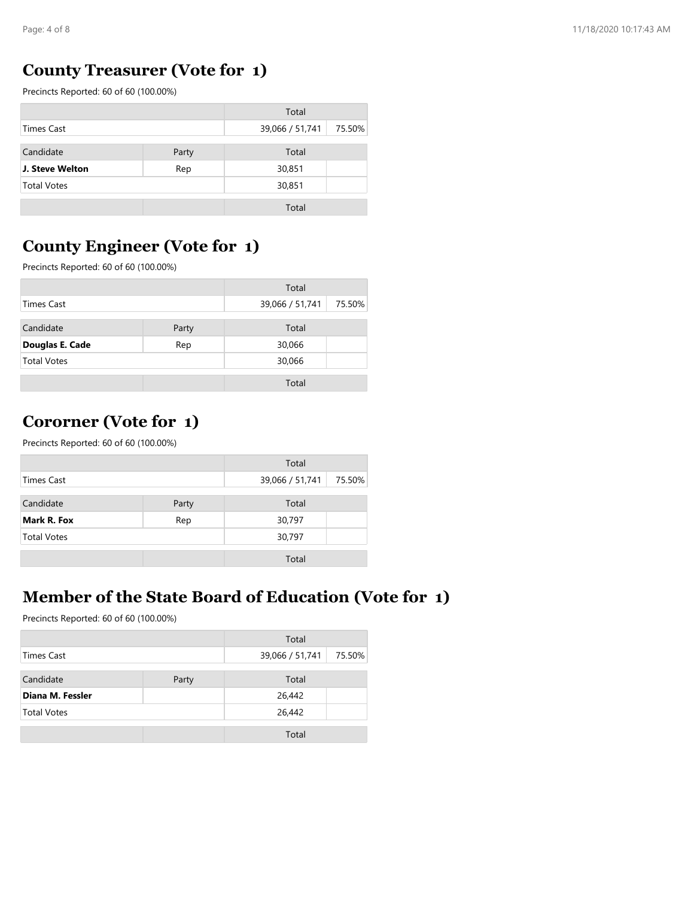## County Treasurer (Vote for 1)

Precincts Reported: 60 of 60 (100.00%)

| | | Total | |
|---|---|---|---|
| Times Cast | | 39,066 / 51,741 | 75.50% |
| **Candidate** | **Party** | **Total** | |
| **J. Steve Welton** | Rep | 30,851 | |
| Total Votes | | 30,851 | |
| | | Total | |

## County Engineer (Vote for 1)

Precincts Reported: 60 of 60 (100.00%)

| | | Total | |
|---|---|---|---|
| Times Cast | | 39,066 / 51,741 | 75.50% |
| **Candidate** | **Party** | **Total** | |
| **Douglas E. Cade** | Rep | 30,066 | |
| Total Votes | | 30,066 | |
| | | Total | |

## Cororner (Vote for 1)

Precincts Reported: 60 of 60 (100.00%)

| | | Total | |
|---|---|---|---|
| Times Cast | | 39,066 / 51,741 | 75.50% |
| **Candidate** | **Party** | **Total** | |
| **Mark R. Fox** | Rep | 30,797 | |
| Total Votes | | 30,797 | |
| | | Total | |

## Member of the State Board of Education (Vote for 1)

Precincts Reported: 60 of 60 (100.00%)

| | | Total | |
|---|---|---|---|
| Times Cast | | 39,066 / 51,741 | 75.50% |
| **Candidate** | **Party** | **Total** | |
| **Diana M. Fessler** | | 26,442 | |
| Total Votes | | 26,442 | |
| | | Total | |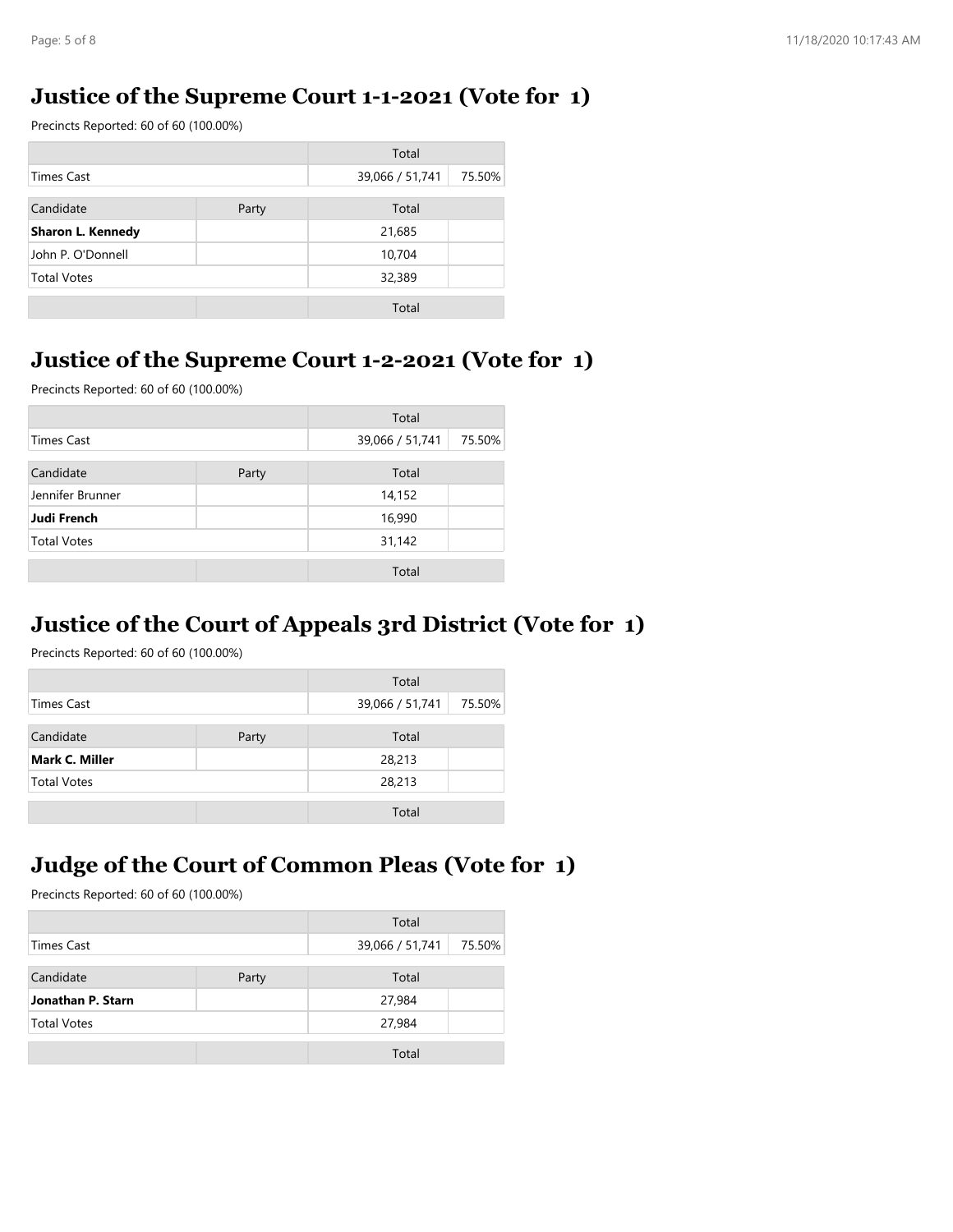## Justice of the Supreme Court 1-1-2021 (Vote for 1)

Precincts Reported: 60 of 60 (100.00%)

| | | Total | |
|---|---|---|---|
| Times Cast | | 39,066 / 51,741 | 75.50% |
| **Candidate** | **Party** | **Total** | |
| **Sharon L. Kennedy** | | 21,685 | |
| John P. O'Donnell | | 10,704 | |
| Total Votes | | 32,389 | |
| | | Total | |

## Justice of the Supreme Court 1-2-2021 (Vote for 1)

Precincts Reported: 60 of 60 (100.00%)

| | | Total | |
|---|---|---|---|
| Times Cast | | 39,066 / 51,741 | 75.50% |
| **Candidate** | **Party** | **Total** | |
| Jennifer Brunner | | 14,152 | |
| **Judi French** | | 16,990 | |
| Total Votes | | 31,142 | |
| | | Total | |

## Justice of the Court of Appeals 3rd District (Vote for 1)

Precincts Reported: 60 of 60 (100.00%)

| | | Total | |
|---|---|---|---|
| Times Cast | | 39,066 / 51,741 | 75.50% |
| **Candidate** | **Party** | **Total** | |
| **Mark C. Miller** | | 28,213 | |
| Total Votes | | 28,213 | |
| | | Total | |

## Judge of the Court of Common Pleas (Vote for 1)

Precincts Reported: 60 of 60 (100.00%)

| | | Total | |
|---|---|---|---|
| Times Cast | | 39,066 / 51,741 | 75.50% |
| **Candidate** | **Party** | **Total** | |
| **Jonathan P. Starn** | | 27,984 | |
| Total Votes | | 27,984 | |
| | | Total | |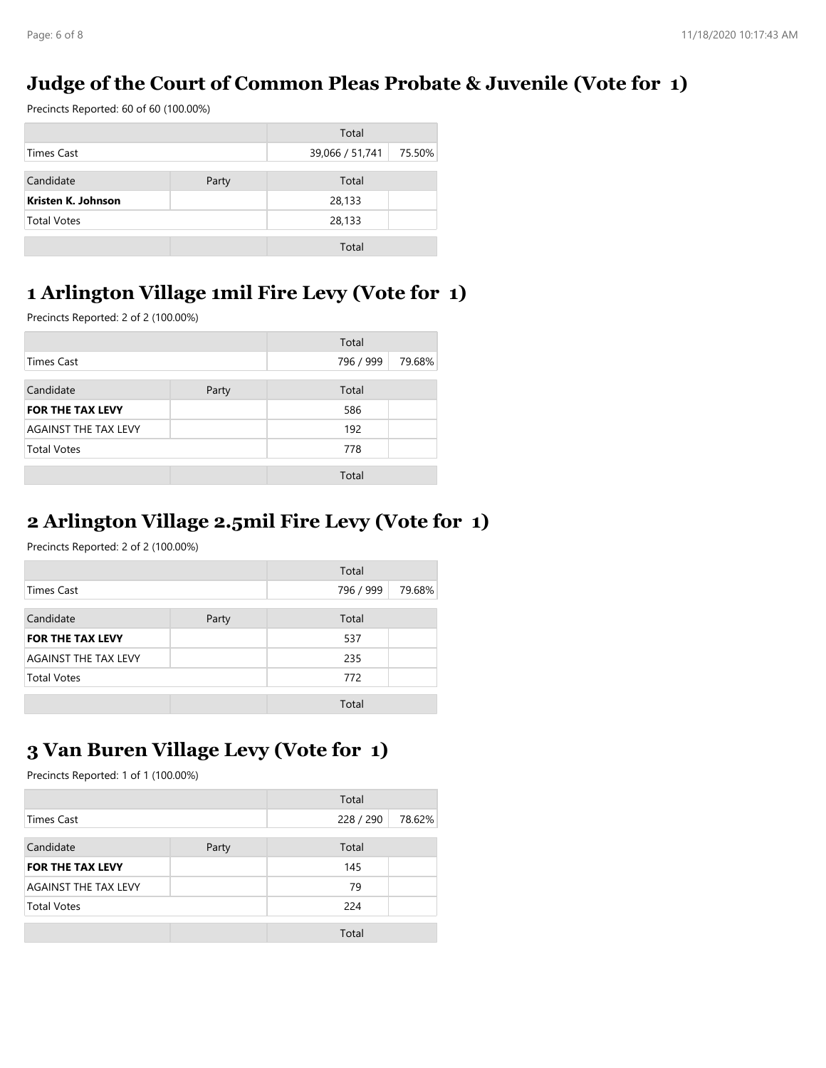## Judge of the Court of Common Pleas Probate & Juvenile (Vote for 1)

Precincts Reported: 60 of 60 (100.00%)

| | | Total | |
|---|---|---|---|
| Times Cast | | 39,066 / 51,741 | 75.50% |

| Candidate | Party | Total | |
|---|---|---|---|
| **Kristen K. Johnson** | | 28,133 | |
| Total Votes | | 28,133 | |
| | | Total | |

## 1 Arlington Village 1mil Fire Levy (Vote for 1)

Precincts Reported: 2 of 2 (100.00%)

| | | Total | |
|---|---|---|---|
| Times Cast | | 796 / 999 | 79.68% |

| Candidate | Party | Total | |
|---|---|---|---|
| **FOR THE TAX LEVY** | | 586 | |
| AGAINST THE TAX LEVY | | 192 | |
| Total Votes | | 778 | |
| | | Total | |

## 2 Arlington Village 2.5mil Fire Levy (Vote for 1)

Precincts Reported: 2 of 2 (100.00%)

| | | Total | |
|---|---|---|---|
| Times Cast | | 796 / 999 | 79.68% |

| Candidate | Party | Total | |
|---|---|---|---|
| **FOR THE TAX LEVY** | | 537 | |
| AGAINST THE TAX LEVY | | 235 | |
| Total Votes | | 772 | |
| | | Total | |

## 3 Van Buren Village Levy (Vote for 1)

Precincts Reported: 1 of 1 (100.00%)

| | | Total | |
|---|---|---|---|
| Times Cast | | 228 / 290 | 78.62% |

| Candidate | Party | Total | |
|---|---|---|---|
| **FOR THE TAX LEVY** | | 145 | |
| AGAINST THE TAX LEVY | | 79 | |
| Total Votes | | 224 | |
| | | Total | |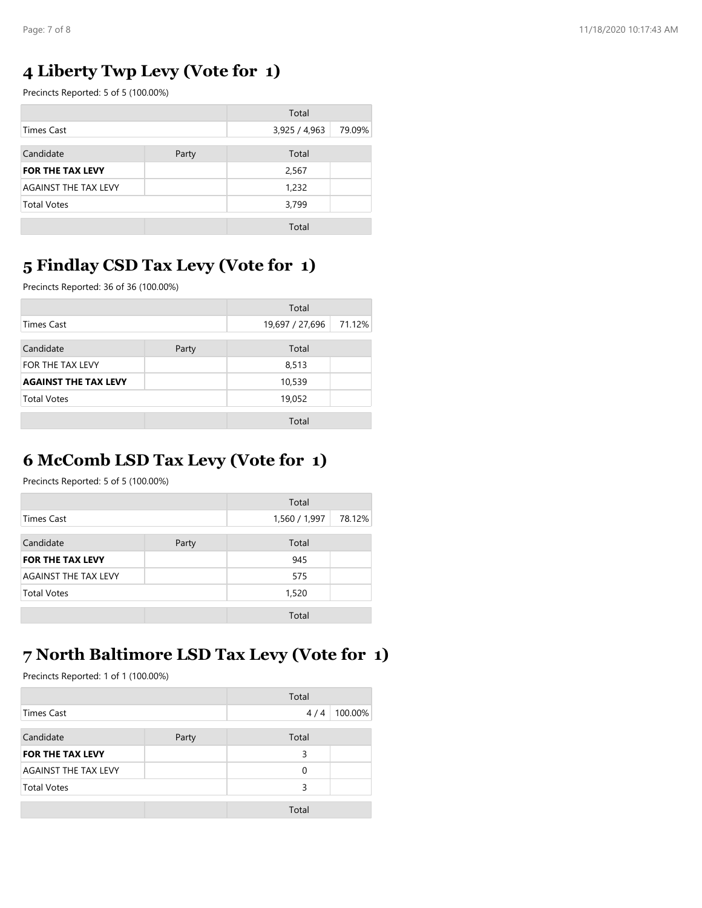## 4 Liberty Twp Levy (Vote for 1)

Precincts Reported: 5 of 5 (100.00%)

| | | Total | |
|---|---|---|---|
| Times Cast | | 3,925 / 4,963 | 79.09% |

| Candidate | Party | Total | |
|---|---|---|---|
| **FOR THE TAX LEVY** | | 2,567 | |
| AGAINST THE TAX LEVY | | 1,232 | |
| Total Votes | | 3,799 | |
| | | Total | |

## 5 Findlay CSD Tax Levy (Vote for 1)

Precincts Reported: 36 of 36 (100.00%)

| | | Total | |
|---|---|---|---|
| Times Cast | | 19,697 / 27,696 | 71.12% |

| Candidate | Party | Total | |
|---|---|---|---|
| FOR THE TAX LEVY | | 8,513 | |
| **AGAINST THE TAX LEVY** | | 10,539 | |
| Total Votes | | 19,052 | |
| | | Total | |

## 6 McComb LSD Tax Levy (Vote for 1)

Precincts Reported: 5 of 5 (100.00%)

| | | Total | |
|---|---|---|---|
| Times Cast | | 1,560 / 1,997 | 78.12% |

| Candidate | Party | Total | |
|---|---|---|---|
| **FOR THE TAX LEVY** | | 945 | |
| AGAINST THE TAX LEVY | | 575 | |
| Total Votes | | 1,520 | |
| | | Total | |

## 7 North Baltimore LSD Tax Levy (Vote for 1)

Precincts Reported: 1 of 1 (100.00%)

| | | Total | |
|---|---|---|---|
| Times Cast | | 4 / 4 | 100.00% |

| Candidate | Party | Total | |
|---|---|---|---|
| **FOR THE TAX LEVY** | | 3 | |
| AGAINST THE TAX LEVY | | 0 | |
| Total Votes | | 3 | |
| | | Total | |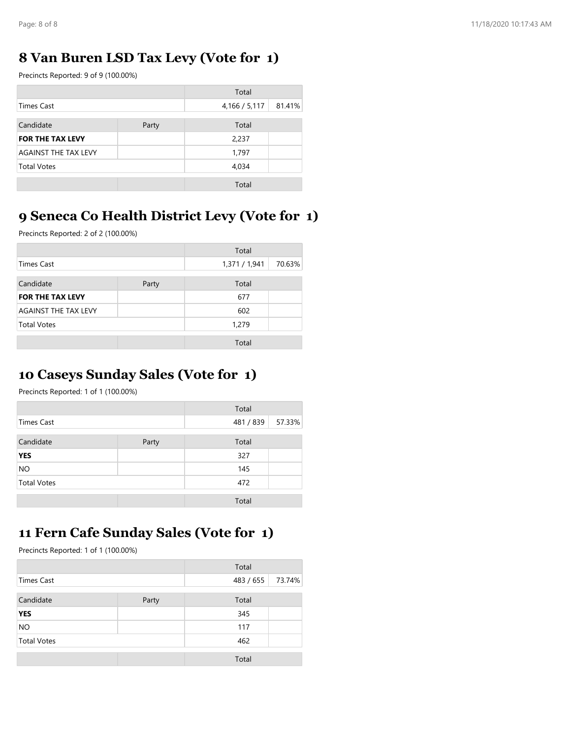## 8 Van Buren LSD Tax Levy (Vote for 1)

Precincts Reported: 9 of 9 (100.00%)

| | | Total | |
|---|---|---|---|
| Times Cast | | 4,166 / 5,117 | 81.41% |
| Candidate | Party | Total | |
| **FOR THE TAX LEVY** | | 2,237 | |
| AGAINST THE TAX LEVY | | 1,797 | |
| Total Votes | | 4,034 | |
| | | Total | |

## 9 Seneca Co Health District Levy (Vote for 1)

Precincts Reported: 2 of 2 (100.00%)

| | | Total | |
|---|---|---|---|
| Times Cast | | 1,371 / 1,941 | 70.63% |
| Candidate | Party | Total | |
| **FOR THE TAX LEVY** | | 677 | |
| AGAINST THE TAX LEVY | | 602 | |
| Total Votes | | 1,279 | |
| | | Total | |

## 10 Caseys Sunday Sales (Vote for 1)

Precincts Reported: 1 of 1 (100.00%)

| | | Total | |
|---|---|---|---|
| Times Cast | | 481 / 839 | 57.33% |
| Candidate | Party | Total | |
| **YES** | | 327 | |
| NO | | 145 | |
| Total Votes | | 472 | |
| | | Total | |

## 11 Fern Cafe Sunday Sales (Vote for 1)

Precincts Reported: 1 of 1 (100.00%)

| | | Total | |
|---|---|---|---|
| Times Cast | | 483 / 655 | 73.74% |
| Candidate | Party | Total | |
| **YES** | | 345 | |
| NO | | 117 | |
| Total Votes | | 462 | |
| | | Total | |